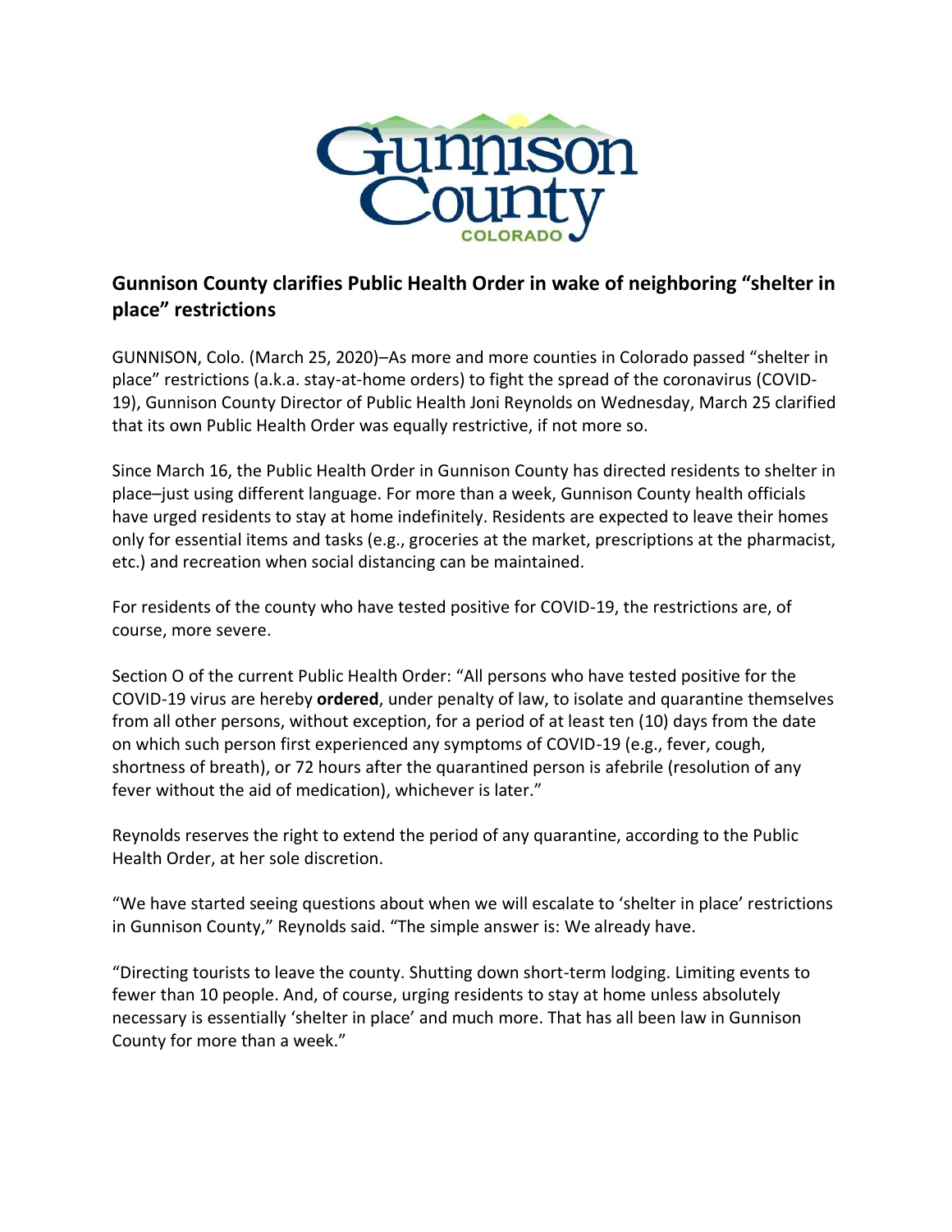## Gunnison County clarifies Public Health Order in wake of neighboring "shelter in place" restrictions

GUNNISON, Colo. (March 25, 2020)–As more and more counties in Colorado passed "shelter in place" restrictions (a.k.a. stay-at-home orders) to fight the spread of the coronavirus (COVID-19), Gunnison County Director of Public Health Joni Reynolds on Wednesday, March 25 clarified that its own Public Health Order was equally restrictive, if not more so.

Since March 16, the Public Health Order in Gunnison County has directed residents to shelter in place–just using different language. For more than a week, Gunnison County health officials have urged residents to stay at home indefinitely. Residents are expected to leave their homes only for essential items and tasks (e.g., groceries at the market, prescriptions at the pharmacist, etc.) and recreation when social distancing can be maintained.

For residents of the county who have tested positive for COVID-19, the restrictions are, of course, more severe.

Section O of the current Public Health Order: "All persons who have tested positive for the COVID-19 virus are hereby **ordered**, under penalty of law, to isolate and quarantine themselves from all other persons, without exception, for a period of at least ten (10) days from the date on which such person first experienced any symptoms of COVID-19 (e.g., fever, cough, shortness of breath), or 72 hours after the quarantined person is afebrile (resolution of any fever without the aid of medication), whichever is later."

Reynolds reserves the right to extend the period of any quarantine, according to the Public Health Order, at her sole discretion.

"We have started seeing questions about when we will escalate to 'shelter in place' restrictions in Gunnison County," Reynolds said. "The simple answer is: We already have.

"Directing tourists to leave the county. Shutting down short-term lodging. Limiting events to fewer than 10 people. And, of course, urging residents to stay at home unless absolutely necessary is essentially 'shelter in place' and much more. That has all been law in Gunnison County for more than a week."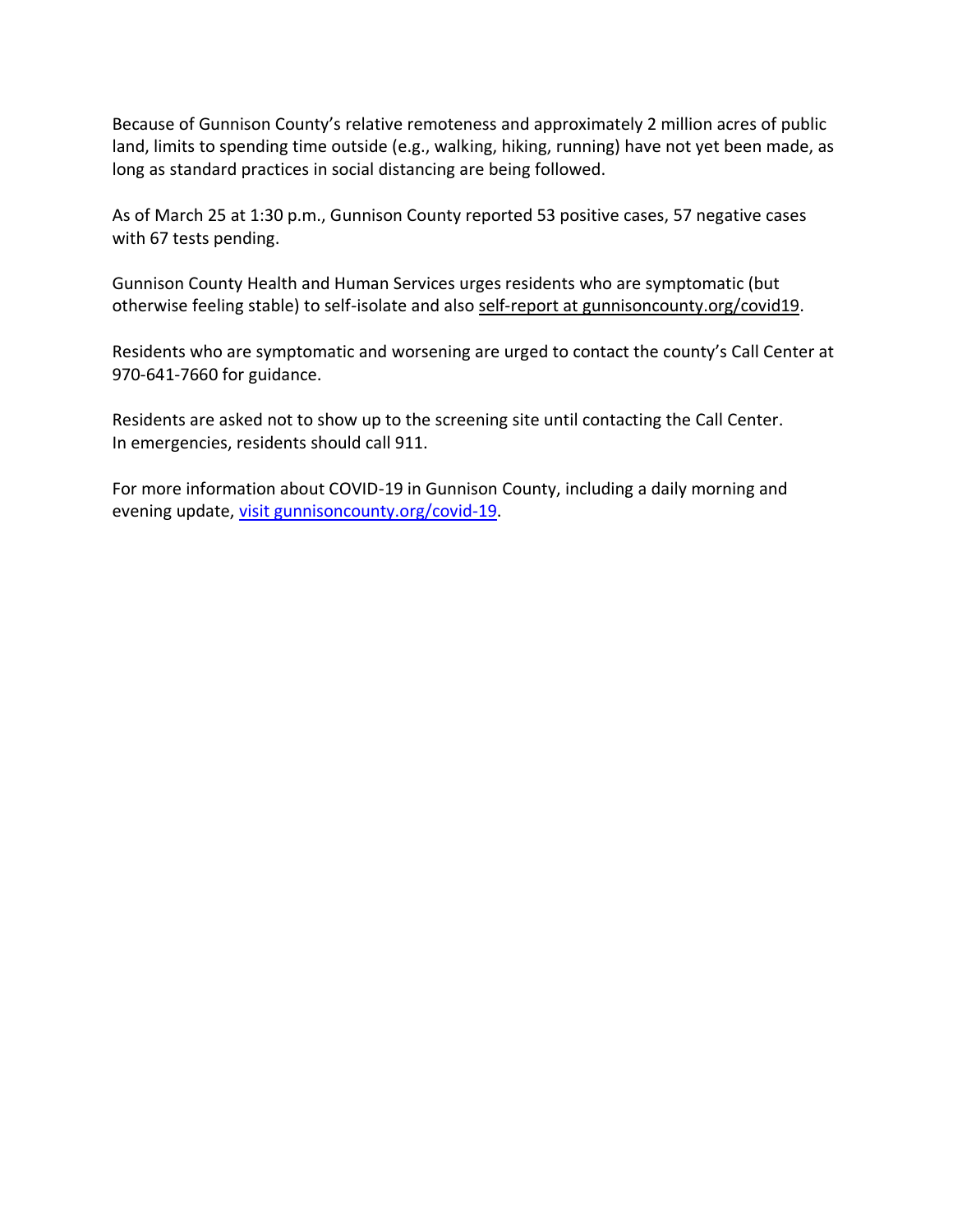Because of Gunnison County's relative remoteness and approximately 2 million acres of public land, limits to spending time outside (e.g., walking, hiking, running) have not yet been made, as long as standard practices in social distancing are being followed.

As of March 25 at 1:30 p.m., Gunnison County reported 53 positive cases, 57 negative cases with 67 tests pending.

Gunnison County Health and Human Services urges residents who are symptomatic (but otherwise feeling stable) to self-isolate and also self-report at gunnisoncounty.org/covid19.

Residents who are symptomatic and worsening are urged to contact the county's Call Center at 970-641-7660 for guidance.

Residents are asked not to show up to the screening site until contacting the Call Center. In emergencies, residents should call 911.

For more information about COVID-19 in Gunnison County, including a daily morning and evening update, visit gunnisoncounty.org/covid-19.